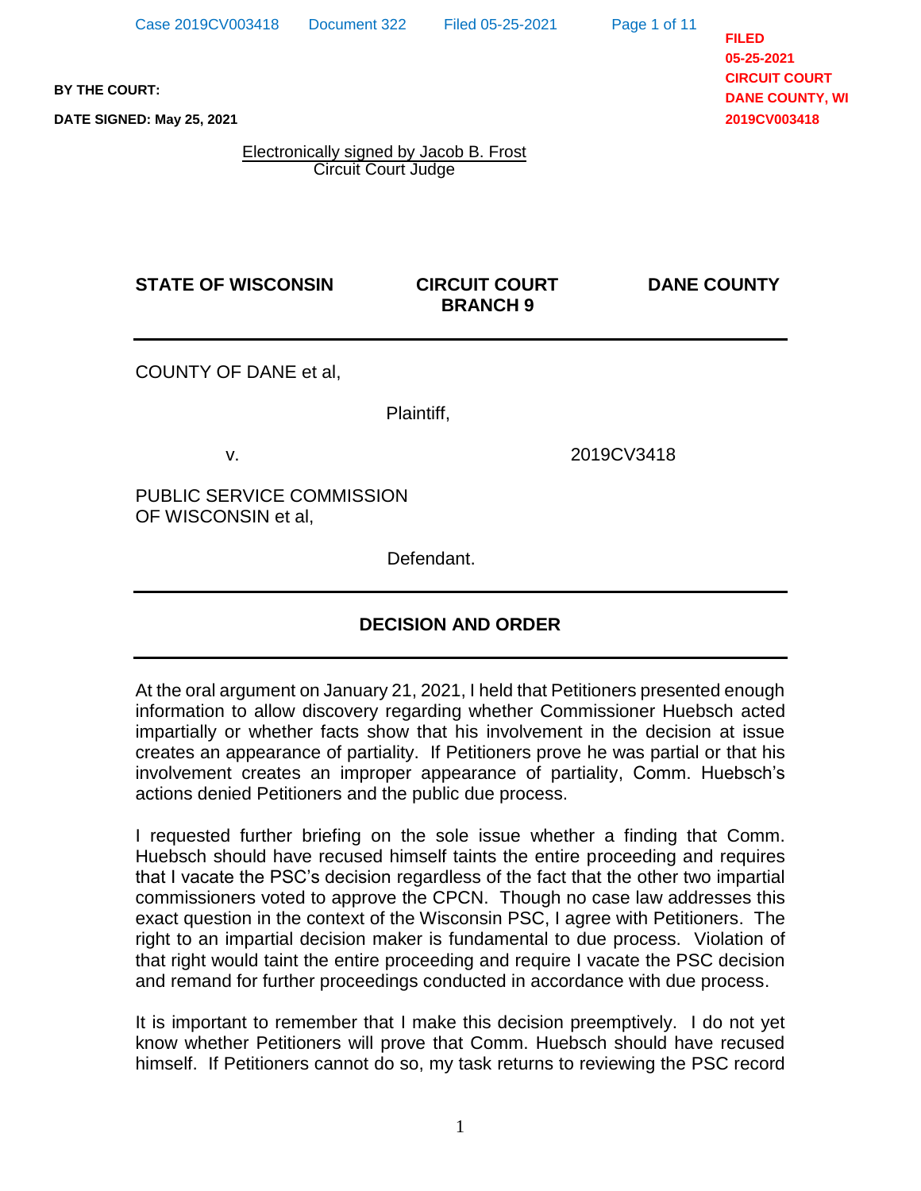**BY THE COURT:**

**DATE SIGNED: May 25, 2021**

FILED
05-25-2021
CIRCUIT COURT
DANE COUNTY, WI
2019CV003418

Electronically signed by Jacob B. Frost
Circuit Court Judge

| **STATE OF WISCONSIN** | **CIRCUIT COURT BRANCH 9** | **DANE COUNTY** |
|---|---|---|

COUNTY OF DANE et al,

Plaintiff,

v. 2019CV3418

PUBLIC SERVICE COMMISSION OF WISCONSIN et al,

Defendant.

## DECISION AND ORDER

At the oral argument on January 21, 2021, I held that Petitioners presented enough information to allow discovery regarding whether Commissioner Huebsch acted impartially or whether facts show that his involvement in the decision at issue creates an appearance of partiality. If Petitioners prove he was partial or that his involvement creates an improper appearance of partiality, Comm. Huebsch's actions denied Petitioners and the public due process.

I requested further briefing on the sole issue whether a finding that Comm. Huebsch should have recused himself taints the entire proceeding and requires that I vacate the PSC's decision regardless of the fact that the other two impartial commissioners voted to approve the CPCN. Though no case law addresses this exact question in the context of the Wisconsin PSC, I agree with Petitioners. The right to an impartial decision maker is fundamental to due process. Violation of that right would taint the entire proceeding and require I vacate the PSC decision and remand for further proceedings conducted in accordance with due process.

It is important to remember that I make this decision preemptively. I do not yet know whether Petitioners will prove that Comm. Huebsch should have recused himself. If Petitioners cannot do so, my task returns to reviewing the PSC record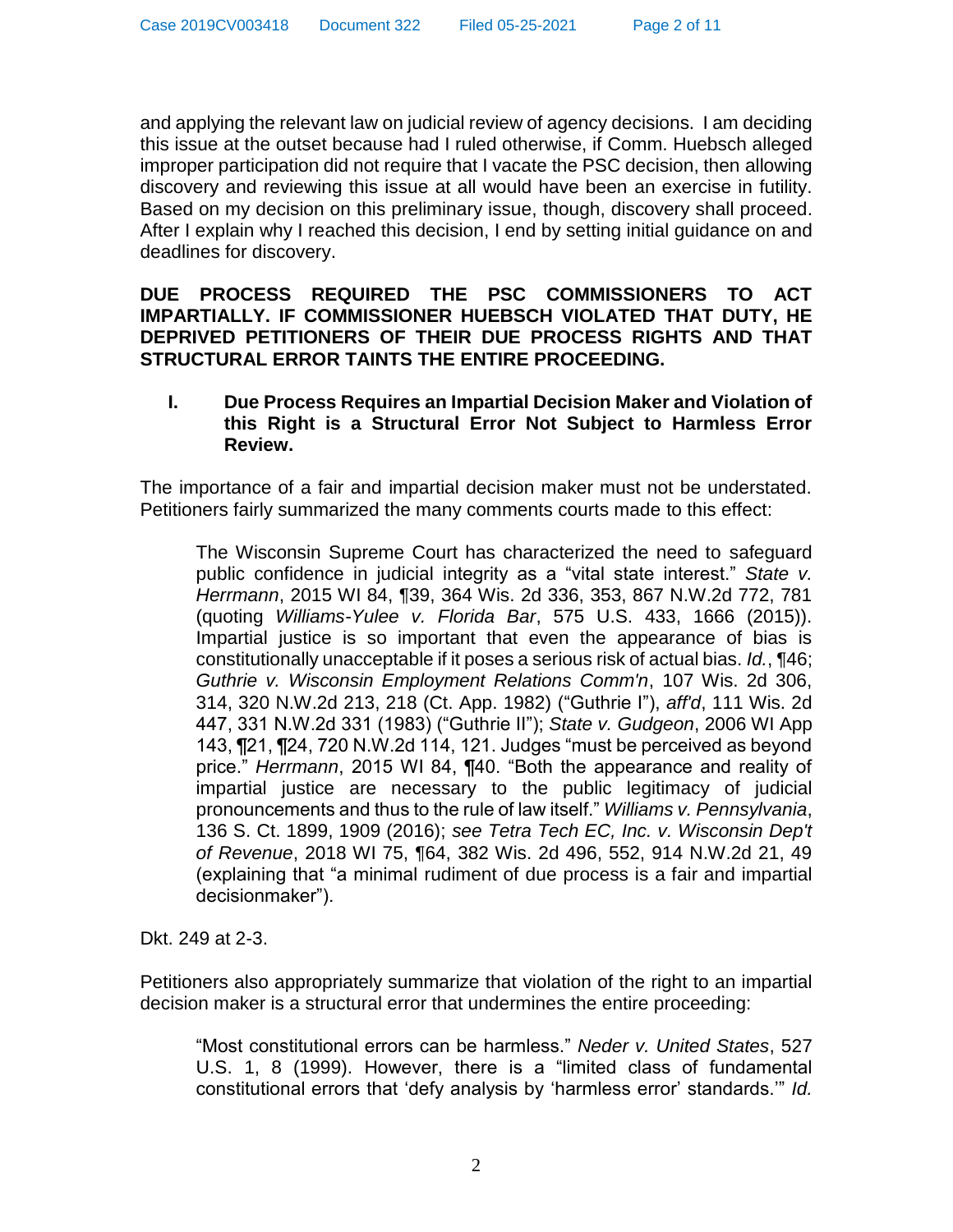and applying the relevant law on judicial review of agency decisions. I am deciding this issue at the outset because had I ruled otherwise, if Comm. Huebsch alleged improper participation did not require that I vacate the PSC decision, then allowing discovery and reviewing this issue at all would have been an exercise in futility. Based on my decision on this preliminary issue, though, discovery shall proceed. After I explain why I reached this decision, I end by setting initial guidance on and deadlines for discovery.

**DUE PROCESS REQUIRED THE PSC COMMISSIONERS TO ACT IMPARTIALLY. IF COMMISSIONER HUEBSCH VIOLATED THAT DUTY, HE DEPRIVED PETITIONERS OF THEIR DUE PROCESS RIGHTS AND THAT STRUCTURAL ERROR TAINTS THE ENTIRE PROCEEDING.**

**I. Due Process Requires an Impartial Decision Maker and Violation of this Right is a Structural Error Not Subject to Harmless Error Review.**

The importance of a fair and impartial decision maker must not be understated. Petitioners fairly summarized the many comments courts made to this effect:

> The Wisconsin Supreme Court has characterized the need to safeguard public confidence in judicial integrity as a "vital state interest." *State v. Herrmann*, 2015 WI 84, ¶39, 364 Wis. 2d 336, 353, 867 N.W.2d 772, 781 (quoting *Williams-Yulee v. Florida Bar*, 575 U.S. 433, 1666 (2015)). Impartial justice is so important that even the appearance of bias is constitutionally unacceptable if it poses a serious risk of actual bias. *Id.*, ¶46; *Guthrie v. Wisconsin Employment Relations Comm'n*, 107 Wis. 2d 306, 314, 320 N.W.2d 213, 218 (Ct. App. 1982) ("Guthrie I"), *aff'd*, 111 Wis. 2d 447, 331 N.W.2d 331 (1983) ("Guthrie II"); *State v. Gudgeon*, 2006 WI App 143, ¶21, ¶24, 720 N.W.2d 114, 121. Judges "must be perceived as beyond price." *Herrmann*, 2015 WI 84, ¶40. "Both the appearance and reality of impartial justice are necessary to the public legitimacy of judicial pronouncements and thus to the rule of law itself." *Williams v. Pennsylvania*, 136 S. Ct. 1899, 1909 (2016); *see Tetra Tech EC, Inc. v. Wisconsin Dep't of Revenue*, 2018 WI 75, ¶64, 382 Wis. 2d 496, 552, 914 N.W.2d 21, 49 (explaining that "a minimal rudiment of due process is a fair and impartial decisionmaker").

Dkt. 249 at 2-3.

Petitioners also appropriately summarize that violation of the right to an impartial decision maker is a structural error that undermines the entire proceeding:

> "Most constitutional errors can be harmless." *Neder v. United States*, 527 U.S. 1, 8 (1999). However, there is a "limited class of fundamental constitutional errors that 'defy analysis by 'harmless error' standards.'" *Id.*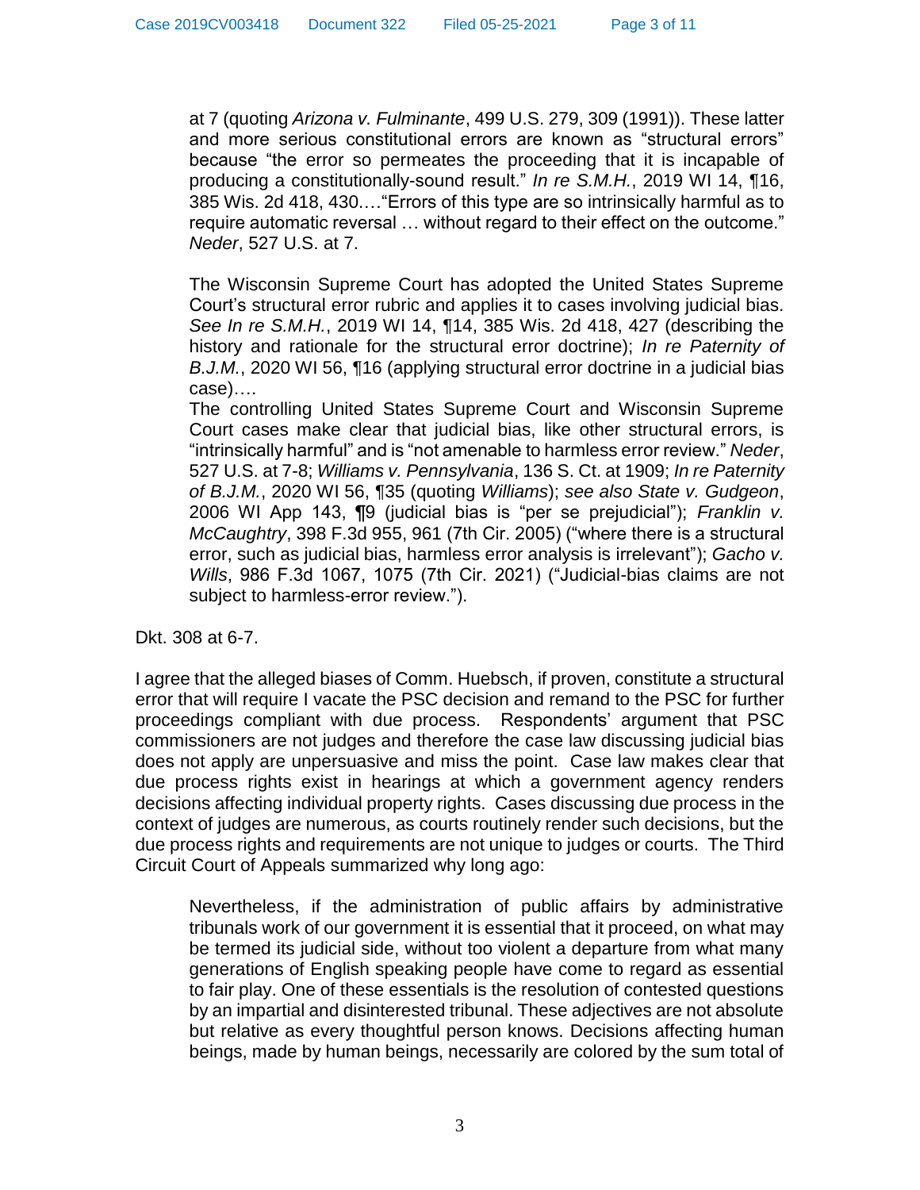> at 7 (quoting *Arizona v. Fulminante*, 499 U.S. 279, 309 (1991)). These latter and more serious constitutional errors are known as "structural errors" because "the error so permeates the proceeding that it is incapable of producing a constitutionally-sound result." *In re S.M.H.*, 2019 WI 14, ¶16, 385 Wis. 2d 418, 430.…"Errors of this type are so intrinsically harmful as to require automatic reversal … without regard to their effect on the outcome." *Neder*, 527 U.S. at 7.
>
> The Wisconsin Supreme Court has adopted the United States Supreme Court's structural error rubric and applies it to cases involving judicial bias. *See In re S.M.H.*, 2019 WI 14, ¶14, 385 Wis. 2d 418, 427 (describing the history and rationale for the structural error doctrine); *In re Paternity of B.J.M.*, 2020 WI 56, ¶16 (applying structural error doctrine in a judicial bias case)….
>
> The controlling United States Supreme Court and Wisconsin Supreme Court cases make clear that judicial bias, like other structural errors, is "intrinsically harmful" and is "not amenable to harmless error review." *Neder*, 527 U.S. at 7-8; *Williams v. Pennsylvania*, 136 S. Ct. at 1909; *In re Paternity of B.J.M.*, 2020 WI 56, ¶35 (quoting *Williams*); *see also State v. Gudgeon*, 2006 WI App 143, ¶9 (judicial bias is "per se prejudicial"); *Franklin v. McCaughtry*, 398 F.3d 955, 961 (7th Cir. 2005) ("where there is a structural error, such as judicial bias, harmless error analysis is irrelevant"); *Gacho v. Wills*, 986 F.3d 1067, 1075 (7th Cir. 2021) ("Judicial-bias claims are not subject to harmless-error review.").

Dkt. 308 at 6-7.

I agree that the alleged biases of Comm. Huebsch, if proven, constitute a structural error that will require I vacate the PSC decision and remand to the PSC for further proceedings compliant with due process. Respondents' argument that PSC commissioners are not judges and therefore the case law discussing judicial bias does not apply are unpersuasive and miss the point. Case law makes clear that due process rights exist in hearings at which a government agency renders decisions affecting individual property rights. Cases discussing due process in the context of judges are numerous, as courts routinely render such decisions, but the due process rights and requirements are not unique to judges or courts. The Third Circuit Court of Appeals summarized why long ago:

> Nevertheless, if the administration of public affairs by administrative tribunals work of our government it is essential that it proceed, on what may be termed its judicial side, without too violent a departure from what many generations of English speaking people have come to regard as essential to fair play. One of these essentials is the resolution of contested questions by an impartial and disinterested tribunal. These adjectives are not absolute but relative as every thoughtful person knows. Decisions affecting human beings, made by human beings, necessarily are colored by the sum total of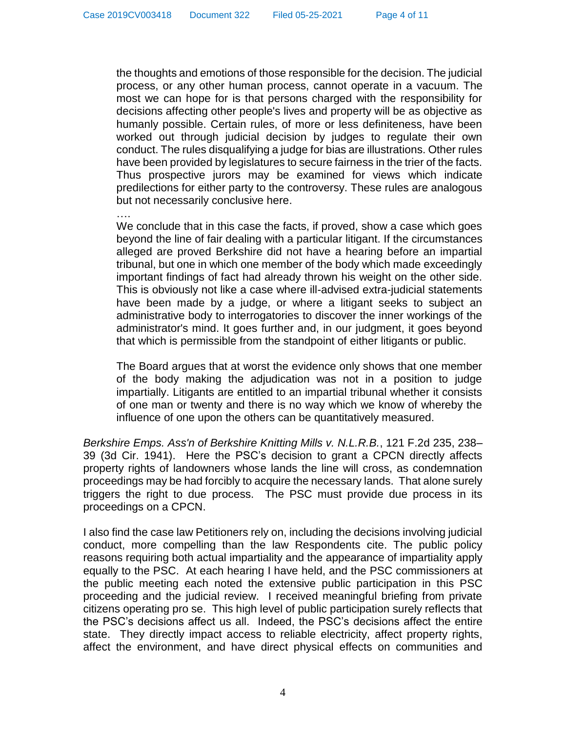> the thoughts and emotions of those responsible for the decision. The judicial process, or any other human process, cannot operate in a vacuum. The most we can hope for is that persons charged with the responsibility for decisions affecting other people's lives and property will be as objective as humanly possible. Certain rules, of more or less definiteness, have been worked out through judicial decision by judges to regulate their own conduct. The rules disqualifying a judge for bias are illustrations. Other rules have been provided by legislatures to secure fairness in the trier of the facts. Thus prospective jurors may be examined for views which indicate predilections for either party to the controversy. These rules are analogous but not necessarily conclusive here.
>
> ….
>
> We conclude that in this case the facts, if proved, show a case which goes beyond the line of fair dealing with a particular litigant. If the circumstances alleged are proved Berkshire did not have a hearing before an impartial tribunal, but one in which one member of the body which made exceedingly important findings of fact had already thrown his weight on the other side. This is obviously not like a case where ill-advised extra-judicial statements have been made by a judge, or where a litigant seeks to subject an administrative body to interrogatories to discover the inner workings of the administrator's mind. It goes further and, in our judgment, it goes beyond that which is permissible from the standpoint of either litigants or public.
>
> The Board argues that at worst the evidence only shows that one member of the body making the adjudication was not in a position to judge impartially. Litigants are entitled to an impartial tribunal whether it consists of one man or twenty and there is no way which we know of whereby the influence of one upon the others can be quantitatively measured.

*Berkshire Emps. Ass'n of Berkshire Knitting Mills v. N.L.R.B.*, 121 F.2d 235, 238–39 (3d Cir. 1941). Here the PSC's decision to grant a CPCN directly affects property rights of landowners whose lands the line will cross, as condemnation proceedings may be had forcibly to acquire the necessary lands. That alone surely triggers the right to due process. The PSC must provide due process in its proceedings on a CPCN.

I also find the case law Petitioners rely on, including the decisions involving judicial conduct, more compelling than the law Respondents cite. The public policy reasons requiring both actual impartiality and the appearance of impartiality apply equally to the PSC. At each hearing I have held, and the PSC commissioners at the public meeting each noted the extensive public participation in this PSC proceeding and the judicial review. I received meaningful briefing from private citizens operating pro se. This high level of public participation surely reflects that the PSC's decisions affect us all. Indeed, the PSC's decisions affect the entire state. They directly impact access to reliable electricity, affect property rights, affect the environment, and have direct physical effects on communities and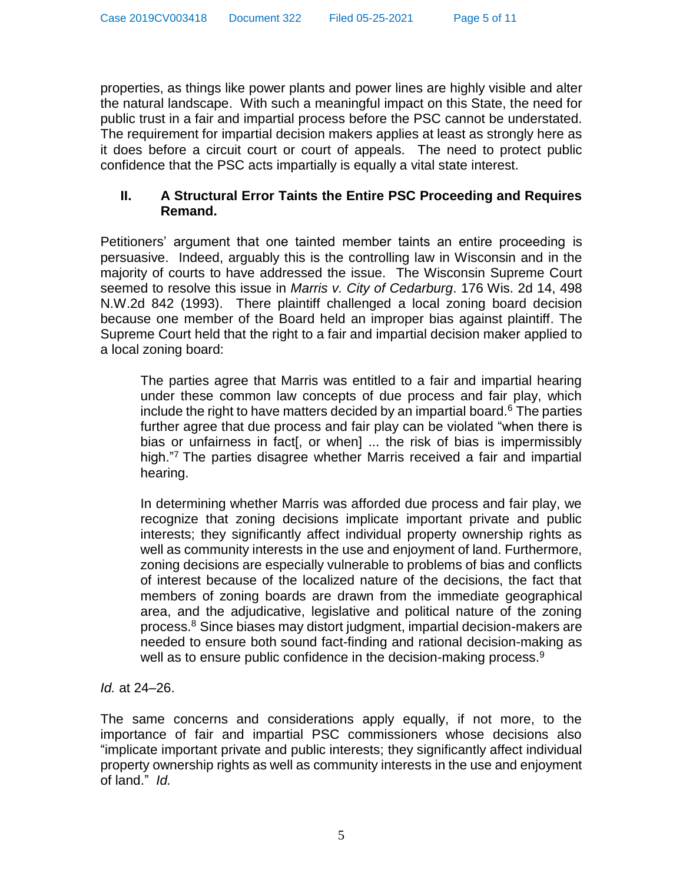properties, as things like power plants and power lines are highly visible and alter the natural landscape. With such a meaningful impact on this State, the need for public trust in a fair and impartial process before the PSC cannot be understated. The requirement for impartial decision makers applies at least as strongly here as it does before a circuit court or court of appeals. The need to protect public confidence that the PSC acts impartially is equally a vital state interest.

## II. A Structural Error Taints the Entire PSC Proceeding and Requires Remand.

Petitioners' argument that one tainted member taints an entire proceeding is persuasive. Indeed, arguably this is the controlling law in Wisconsin and in the majority of courts to have addressed the issue. The Wisconsin Supreme Court seemed to resolve this issue in *Marris v. City of Cedarburg*. 176 Wis. 2d 14, 498 N.W.2d 842 (1993). There plaintiff challenged a local zoning board decision because one member of the Board held an improper bias against plaintiff. The Supreme Court held that the right to a fair and impartial decision maker applied to a local zoning board:

> The parties agree that Marris was entitled to a fair and impartial hearing under these common law concepts of due process and fair play, which include the right to have matters decided by an impartial board.[6] The parties further agree that due process and fair play can be violated "when there is bias or unfairness in fact[, or when] ... the risk of bias is impermissibly high."[7] The parties disagree whether Marris received a fair and impartial hearing.
>
> In determining whether Marris was afforded due process and fair play, we recognize that zoning decisions implicate important private and public interests; they significantly affect individual property ownership rights as well as community interests in the use and enjoyment of land. Furthermore, zoning decisions are especially vulnerable to problems of bias and conflicts of interest because of the localized nature of the decisions, the fact that members of zoning boards are drawn from the immediate geographical area, and the adjudicative, legislative and political nature of the zoning process.[8] Since biases may distort judgment, impartial decision-makers are needed to ensure both sound fact-finding and rational decision-making as well as to ensure public confidence in the decision-making process.[9]

*Id.* at 24–26.

The same concerns and considerations apply equally, if not more, to the importance of fair and impartial PSC commissioners whose decisions also "implicate important private and public interests; they significantly affect individual property ownership rights as well as community interests in the use and enjoyment of land." *Id.*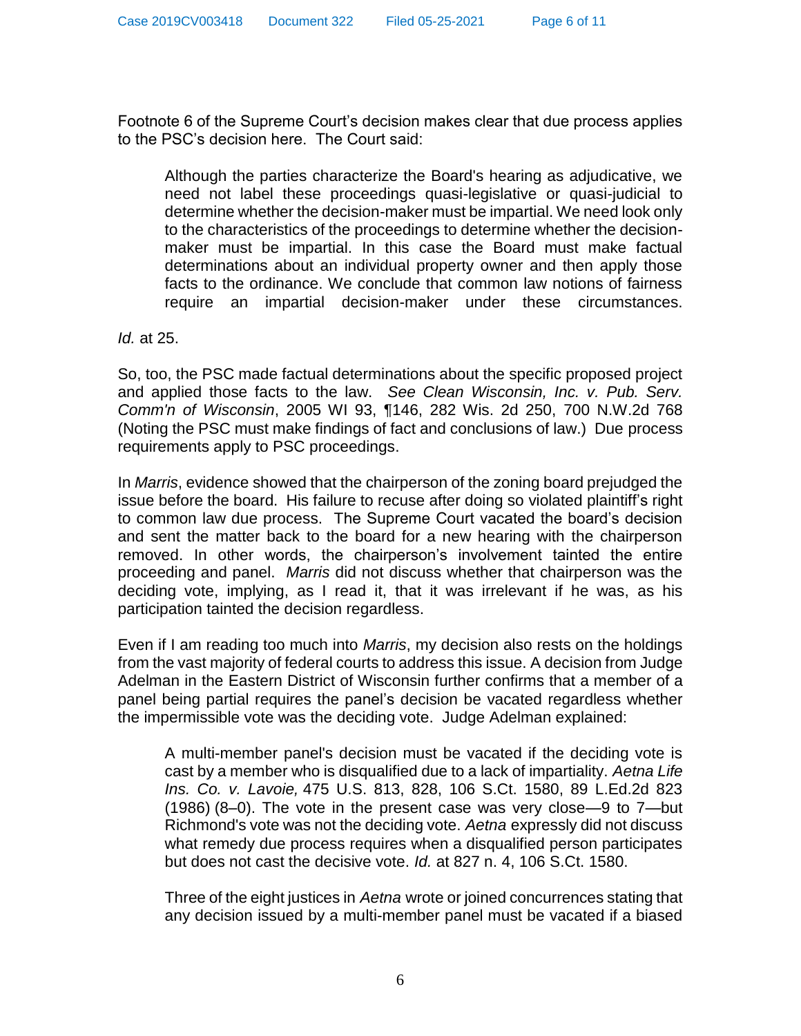Footnote 6 of the Supreme Court's decision makes clear that due process applies to the PSC's decision here. The Court said:

> Although the parties characterize the Board's hearing as adjudicative, we need not label these proceedings quasi-legislative or quasi-judicial to determine whether the decision-maker must be impartial. We need look only to the characteristics of the proceedings to determine whether the decision-maker must be impartial. In this case the Board must make factual determinations about an individual property owner and then apply those facts to the ordinance. We conclude that common law notions of fairness require an impartial decision-maker under these circumstances.

*Id.* at 25.

So, too, the PSC made factual determinations about the specific proposed project and applied those facts to the law. *See Clean Wisconsin, Inc. v. Pub. Serv. Comm'n of Wisconsin*, 2005 WI 93, ¶146, 282 Wis. 2d 250, 700 N.W.2d 768 (Noting the PSC must make findings of fact and conclusions of law.) Due process requirements apply to PSC proceedings.

In *Marris*, evidence showed that the chairperson of the zoning board prejudged the issue before the board. His failure to recuse after doing so violated plaintiff's right to common law due process. The Supreme Court vacated the board's decision and sent the matter back to the board for a new hearing with the chairperson removed. In other words, the chairperson's involvement tainted the entire proceeding and panel. *Marris* did not discuss whether that chairperson was the deciding vote, implying, as I read it, that it was irrelevant if he was, as his participation tainted the decision regardless.

Even if I am reading too much into *Marris*, my decision also rests on the holdings from the vast majority of federal courts to address this issue. A decision from Judge Adelman in the Eastern District of Wisconsin further confirms that a member of a panel being partial requires the panel's decision be vacated regardless whether the impermissible vote was the deciding vote. Judge Adelman explained:

> A multi-member panel's decision must be vacated if the deciding vote is cast by a member who is disqualified due to a lack of impartiality. *Aetna Life Ins. Co. v. Lavoie,* 475 U.S. 813, 828, 106 S.Ct. 1580, 89 L.Ed.2d 823 (1986) (8–0). The vote in the present case was very close—9 to 7—but Richmond's vote was not the deciding vote. *Aetna* expressly did not discuss what remedy due process requires when a disqualified person participates but does not cast the decisive vote. *Id.* at 827 n. 4, 106 S.Ct. 1580.
>
> Three of the eight justices in *Aetna* wrote or joined concurrences stating that any decision issued by a multi-member panel must be vacated if a biased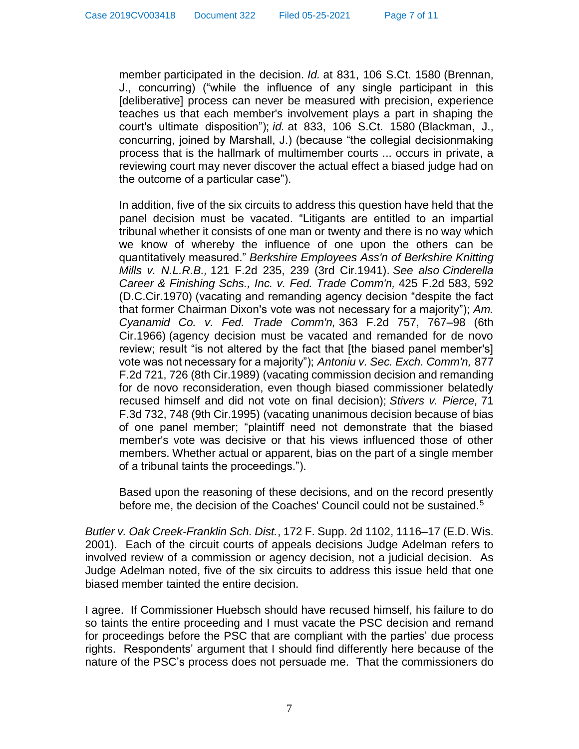> member participated in the decision. *Id.* at 831, 106 S.Ct. 1580 (Brennan, J., concurring) ("while the influence of any single participant in this [deliberative] process can never be measured with precision, experience teaches us that each member's involvement plays a part in shaping the court's ultimate disposition"); *id.* at 833, 106 S.Ct. 1580 (Blackman, J., concurring, joined by Marshall, J.) (because "the collegial decisionmaking process that is the hallmark of multimember courts ... occurs in private, a reviewing court may never discover the actual effect a biased judge had on the outcome of a particular case").
>
> In addition, five of the six circuits to address this question have held that the panel decision must be vacated. "Litigants are entitled to an impartial tribunal whether it consists of one man or twenty and there is no way which we know of whereby the influence of one upon the others can be quantitatively measured." *Berkshire Employees Ass'n of Berkshire Knitting Mills v. N.L.R.B.,* 121 F.2d 235, 239 (3rd Cir.1941). *See also Cinderella Career & Finishing Schs., Inc. v. Fed. Trade Comm'n,* 425 F.2d 583, 592 (D.C.Cir.1970) (vacating and remanding agency decision "despite the fact that former Chairman Dixon's vote was not necessary for a majority"); *Am. Cyanamid Co. v. Fed. Trade Comm'n,* 363 F.2d 757, 767–98 (6th Cir.1966) (agency decision must be vacated and remanded for de novo review; result "is not altered by the fact that [the biased panel member's] vote was not necessary for a majority"); *Antoniu v. Sec. Exch. Comm'n,* 877 F.2d 721, 726 (8th Cir.1989) (vacating commission decision and remanding for de novo reconsideration, even though biased commissioner belatedly recused himself and did not vote on final decision); *Stivers v. Pierce,* 71 F.3d 732, 748 (9th Cir.1995) (vacating unanimous decision because of bias of one panel member; "plaintiff need not demonstrate that the biased member's vote was decisive or that his views influenced those of other members. Whether actual or apparent, bias on the part of a single member of a tribunal taints the proceedings.").
>
> Based upon the reasoning of these decisions, and on the record presently before me, the decision of the Coaches' Council could not be sustained.[5]

*Butler v. Oak Creek-Franklin Sch. Dist.*, 172 F. Supp. 2d 1102, 1116–17 (E.D. Wis. 2001). Each of the circuit courts of appeals decisions Judge Adelman refers to involved review of a commission or agency decision, not a judicial decision. As Judge Adelman noted, five of the six circuits to address this issue held that one biased member tainted the entire decision.

I agree. If Commissioner Huebsch should have recused himself, his failure to do so taints the entire proceeding and I must vacate the PSC decision and remand for proceedings before the PSC that are compliant with the parties' due process rights. Respondents' argument that I should find differently here because of the nature of the PSC's process does not persuade me. That the commissioners do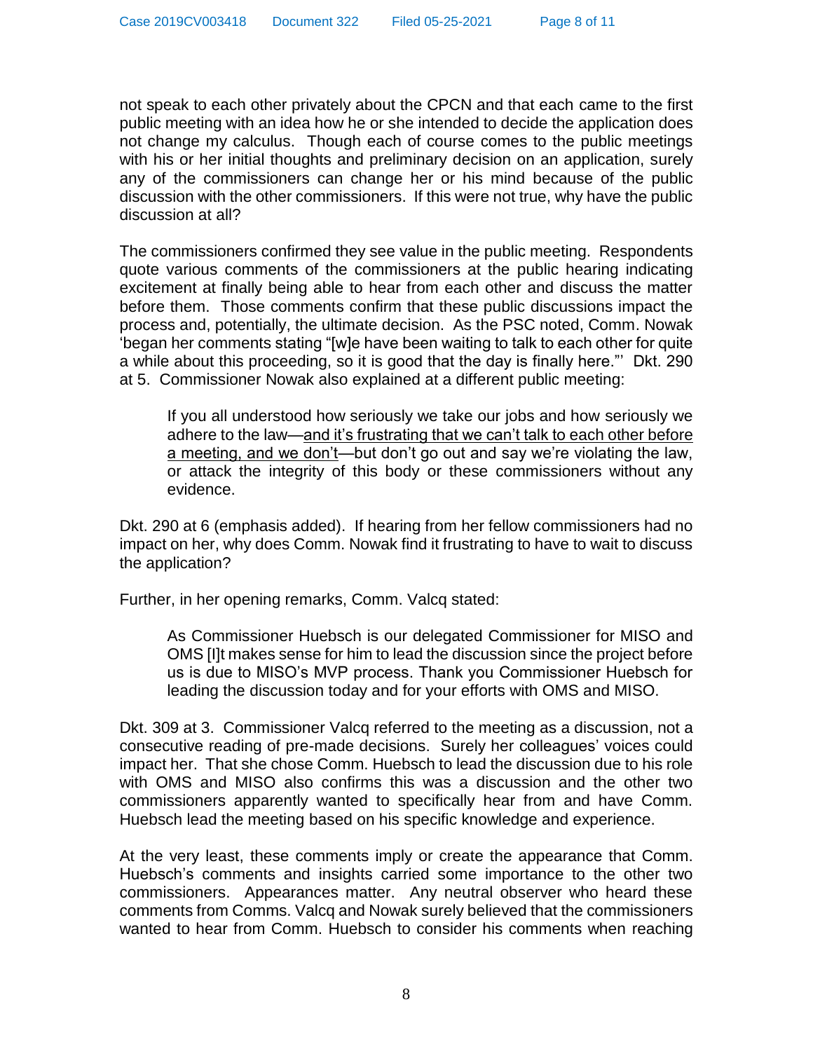not speak to each other privately about the CPCN and that each came to the first public meeting with an idea how he or she intended to decide the application does not change my calculus. Though each of course comes to the public meetings with his or her initial thoughts and preliminary decision on an application, surely any of the commissioners can change her or his mind because of the public discussion with the other commissioners. If this were not true, why have the public discussion at all?

The commissioners confirmed they see value in the public meeting. Respondents quote various comments of the commissioners at the public hearing indicating excitement at finally being able to hear from each other and discuss the matter before them. Those comments confirm that these public discussions impact the process and, potentially, the ultimate decision. As the PSC noted, Comm. Nowak 'began her comments stating "[w]e have been waiting to talk to each other for quite a while about this proceeding, so it is good that the day is finally here."' Dkt. 290 at 5. Commissioner Nowak also explained at a different public meeting:

> If you all understood how seriously we take our jobs and how seriously we adhere to the law—<u>and it's frustrating that we can't talk to each other before a meeting, and we don't</u>—but don't go out and say we're violating the law, or attack the integrity of this body or these commissioners without any evidence.

Dkt. 290 at 6 (emphasis added). If hearing from her fellow commissioners had no impact on her, why does Comm. Nowak find it frustrating to have to wait to discuss the application?

Further, in her opening remarks, Comm. Valcq stated:

> As Commissioner Huebsch is our delegated Commissioner for MISO and OMS [I]t makes sense for him to lead the discussion since the project before us is due to MISO's MVP process. Thank you Commissioner Huebsch for leading the discussion today and for your efforts with OMS and MISO.

Dkt. 309 at 3. Commissioner Valcq referred to the meeting as a discussion, not a consecutive reading of pre-made decisions. Surely her colleagues' voices could impact her. That she chose Comm. Huebsch to lead the discussion due to his role with OMS and MISO also confirms this was a discussion and the other two commissioners apparently wanted to specifically hear from and have Comm. Huebsch lead the meeting based on his specific knowledge and experience.

At the very least, these comments imply or create the appearance that Comm. Huebsch's comments and insights carried some importance to the other two commissioners. Appearances matter. Any neutral observer who heard these comments from Comms. Valcq and Nowak surely believed that the commissioners wanted to hear from Comm. Huebsch to consider his comments when reaching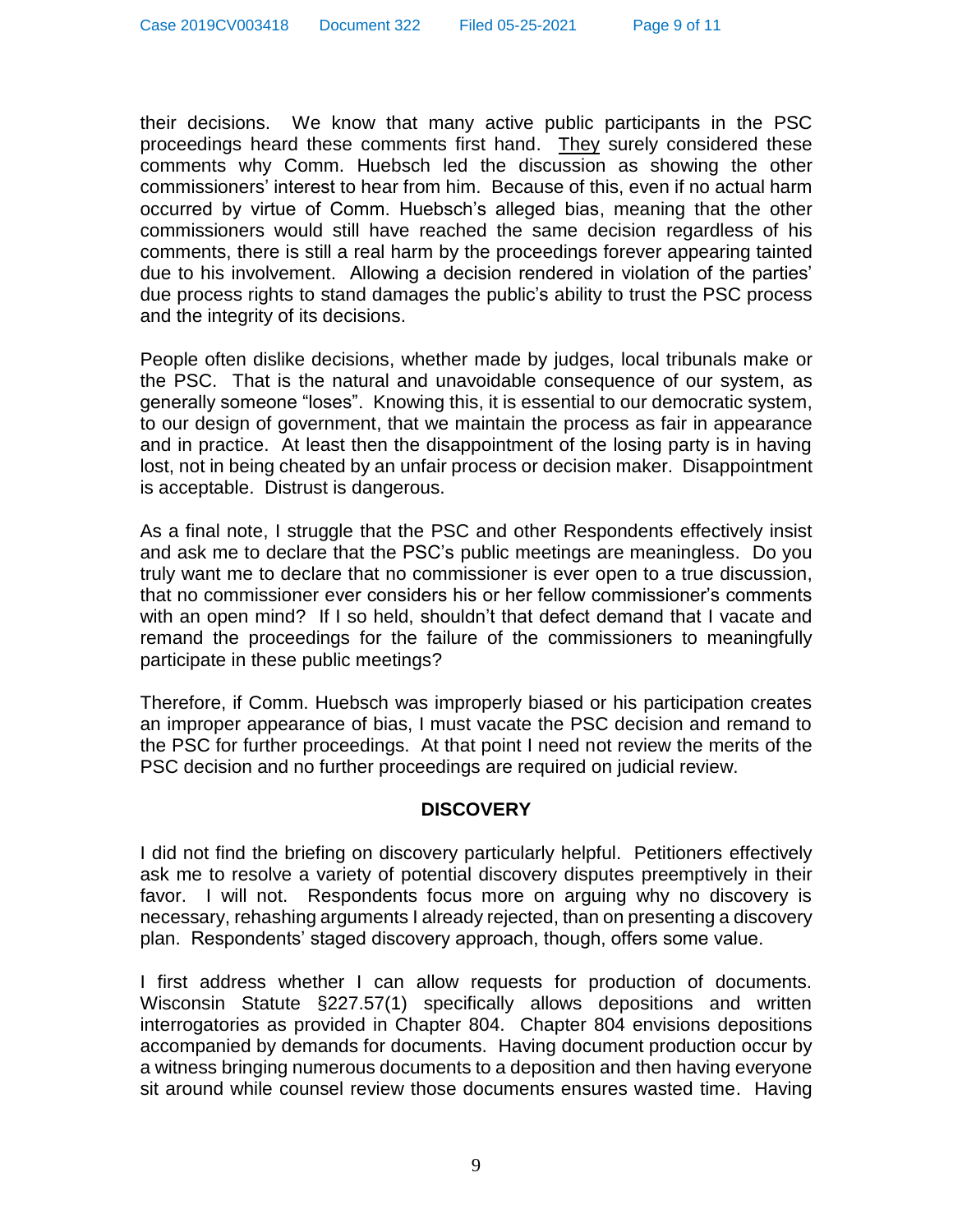their decisions. We know that many active public participants in the PSC proceedings heard these comments first hand. <u>They</u> surely considered these comments why Comm. Huebsch led the discussion as showing the other commissioners' interest to hear from him. Because of this, even if no actual harm occurred by virtue of Comm. Huebsch's alleged bias, meaning that the other commissioners would still have reached the same decision regardless of his comments, there is still a real harm by the proceedings forever appearing tainted due to his involvement. Allowing a decision rendered in violation of the parties' due process rights to stand damages the public's ability to trust the PSC process and the integrity of its decisions.

People often dislike decisions, whether made by judges, local tribunals make or the PSC. That is the natural and unavoidable consequence of our system, as generally someone "loses". Knowing this, it is essential to our democratic system, to our design of government, that we maintain the process as fair in appearance and in practice. At least then the disappointment of the losing party is in having lost, not in being cheated by an unfair process or decision maker. Disappointment is acceptable. Distrust is dangerous.

As a final note, I struggle that the PSC and other Respondents effectively insist and ask me to declare that the PSC's public meetings are meaningless. Do you truly want me to declare that no commissioner is ever open to a true discussion, that no commissioner ever considers his or her fellow commissioner's comments with an open mind? If I so held, shouldn't that defect demand that I vacate and remand the proceedings for the failure of the commissioners to meaningfully participate in these public meetings?

Therefore, if Comm. Huebsch was improperly biased or his participation creates an improper appearance of bias, I must vacate the PSC decision and remand to the PSC for further proceedings. At that point I need not review the merits of the PSC decision and no further proceedings are required on judicial review.

## DISCOVERY

I did not find the briefing on discovery particularly helpful. Petitioners effectively ask me to resolve a variety of potential discovery disputes preemptively in their favor. I will not. Respondents focus more on arguing why no discovery is necessary, rehashing arguments I already rejected, than on presenting a discovery plan. Respondents' staged discovery approach, though, offers some value.

I first address whether I can allow requests for production of documents. Wisconsin Statute §227.57(1) specifically allows depositions and written interrogatories as provided in Chapter 804. Chapter 804 envisions depositions accompanied by demands for documents. Having document production occur by a witness bringing numerous documents to a deposition and then having everyone sit around while counsel review those documents ensures wasted time. Having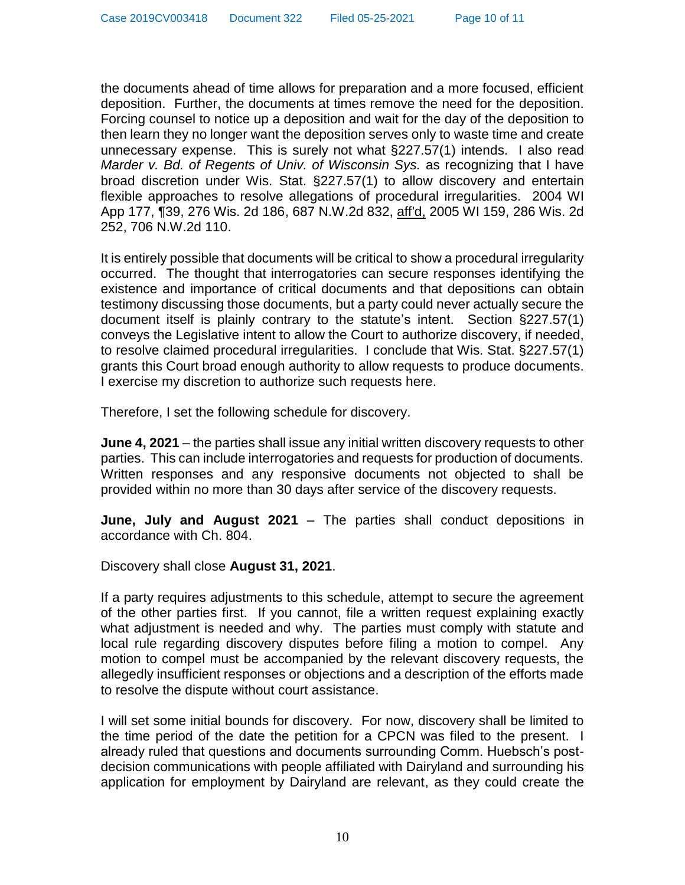the documents ahead of time allows for preparation and a more focused, efficient deposition. Further, the documents at times remove the need for the deposition. Forcing counsel to notice up a deposition and wait for the day of the deposition to then learn they no longer want the deposition serves only to waste time and create unnecessary expense. This is surely not what §227.57(1) intends. I also read *Marder v. Bd. of Regents of Univ. of Wisconsin Sys.* as recognizing that I have broad discretion under Wis. Stat. §227.57(1) to allow discovery and entertain flexible approaches to resolve allegations of procedural irregularities. 2004 WI App 177, ¶39, 276 Wis. 2d 186, 687 N.W.2d 832, aff'd, 2005 WI 159, 286 Wis. 2d 252, 706 N.W.2d 110.

It is entirely possible that documents will be critical to show a procedural irregularity occurred. The thought that interrogatories can secure responses identifying the existence and importance of critical documents and that depositions can obtain testimony discussing those documents, but a party could never actually secure the document itself is plainly contrary to the statute's intent. Section §227.57(1) conveys the Legislative intent to allow the Court to authorize discovery, if needed, to resolve claimed procedural irregularities. I conclude that Wis. Stat. §227.57(1) grants this Court broad enough authority to allow requests to produce documents. I exercise my discretion to authorize such requests here.

Therefore, I set the following schedule for discovery.

**June 4, 2021** – the parties shall issue any initial written discovery requests to other parties. This can include interrogatories and requests for production of documents. Written responses and any responsive documents not objected to shall be provided within no more than 30 days after service of the discovery requests.

**June, July and August 2021** – The parties shall conduct depositions in accordance with Ch. 804.

Discovery shall close **August 31, 2021**.

If a party requires adjustments to this schedule, attempt to secure the agreement of the other parties first. If you cannot, file a written request explaining exactly what adjustment is needed and why. The parties must comply with statute and local rule regarding discovery disputes before filing a motion to compel. Any motion to compel must be accompanied by the relevant discovery requests, the allegedly insufficient responses or objections and a description of the efforts made to resolve the dispute without court assistance.

I will set some initial bounds for discovery. For now, discovery shall be limited to the time period of the date the petition for a CPCN was filed to the present. I already ruled that questions and documents surrounding Comm. Huebsch's post-decision communications with people affiliated with Dairyland and surrounding his application for employment by Dairyland are relevant, as they could create the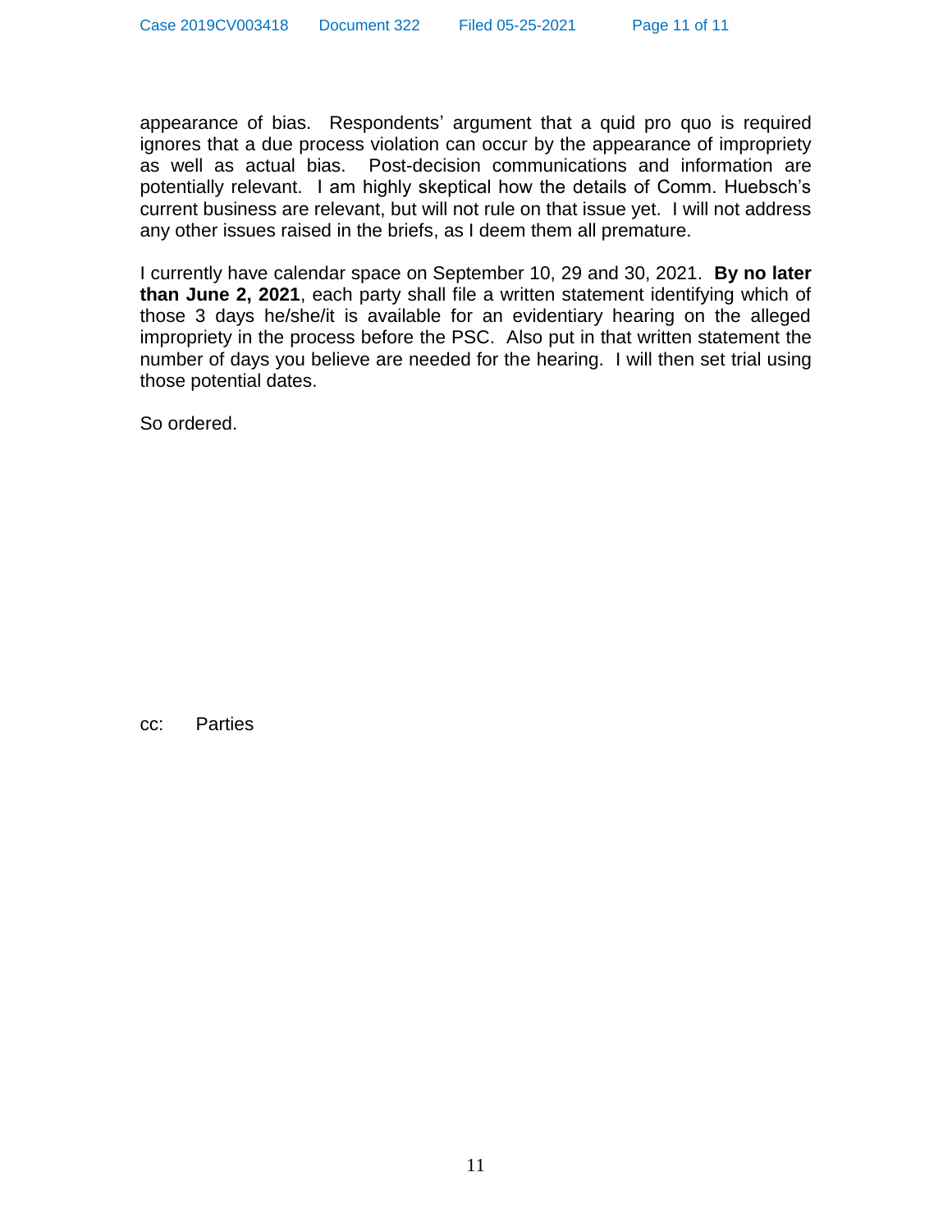appearance of bias. Respondents' argument that a quid pro quo is required ignores that a due process violation can occur by the appearance of impropriety as well as actual bias. Post-decision communications and information are potentially relevant. I am highly skeptical how the details of Comm. Huebsch's current business are relevant, but will not rule on that issue yet. I will not address any other issues raised in the briefs, as I deem them all premature.

I currently have calendar space on September 10, 29 and 30, 2021. **By no later than June 2, 2021**, each party shall file a written statement identifying which of those 3 days he/she/it is available for an evidentiary hearing on the alleged impropriety in the process before the PSC. Also put in that written statement the number of days you believe are needed for the hearing. I will then set trial using those potential dates.

So ordered.

cc: Parties